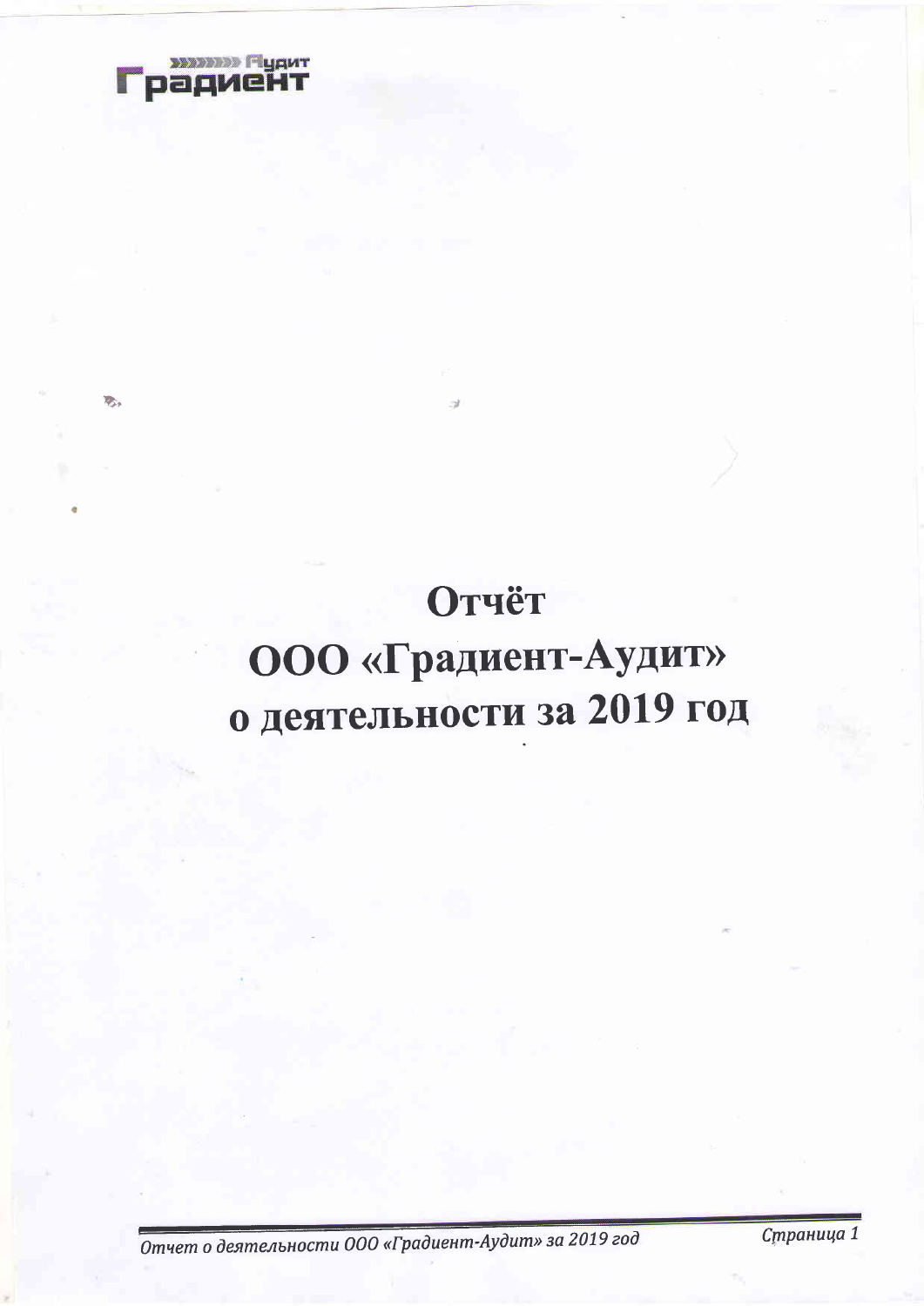Градиент Аудит

# Отчёт
# ООО «Градиент-Аудит»
# о деятельности за 2019 год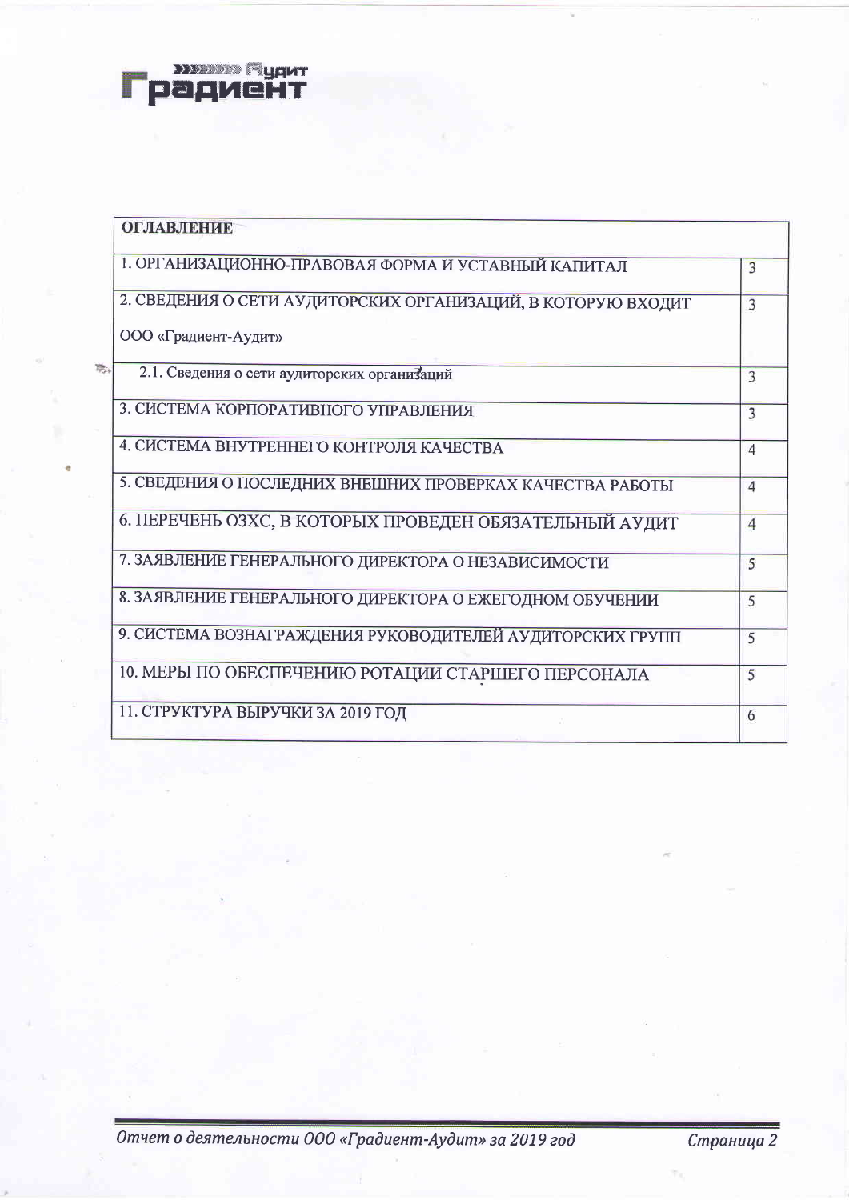| ОГЛАВЛЕНИЕ | |
|---|---|
| 1. ОРГАНИЗАЦИОННО-ПРАВОВАЯ ФОРМА И УСТАВНЫЙ КАПИТАЛ | 3 |
| 2. СВЕДЕНИЯ О СЕТИ АУДИТОРСКИХ ОРГАНИЗАЦИЙ, В КОТОРУЮ ВХОДИТ ООО «Градиент-Аудит» | 3 |
| 2.1. Сведения о сети аудиторских организаций | 3 |
| 3. СИСТЕМА КОРПОРАТИВНОГО УПРАВЛЕНИЯ | 3 |
| 4. СИСТЕМА ВНУТРЕННЕГО КОНТРОЛЯ КАЧЕСТВА | 4 |
| 5. СВЕДЕНИЯ О ПОСЛЕДНИХ ВНЕШНИХ ПРОВЕРКАХ КАЧЕСТВА РАБОТЫ | 4 |
| 6. ПЕРЕЧЕНЬ ОЗХС, В КОТОРЫХ ПРОВЕДЕН ОБЯЗАТЕЛЬНЫЙ АУДИТ | 4 |
| 7. ЗАЯВЛЕНИЕ ГЕНЕРАЛЬНОГО ДИРЕКТОРА О НЕЗАВИСИМОСТИ | 5 |
| 8. ЗАЯВЛЕНИЕ ГЕНЕРАЛЬНОГО ДИРЕКТОРА О ЕЖЕГОДНОМ ОБУЧЕНИИ | 5 |
| 9. СИСТЕМА ВОЗНАГРАЖДЕНИЯ РУКОВОДИТЕЛЕЙ АУДИТОРСКИХ ГРУПП | 5 |
| 10. МЕРЫ ПО ОБЕСПЕЧЕНИЮ РОТАЦИИ СТАРШЕГО ПЕРСОНАЛА | 5 |
| 11. СТРУКТУРА ВЫРУЧКИ ЗА 2019 ГОД | 6 |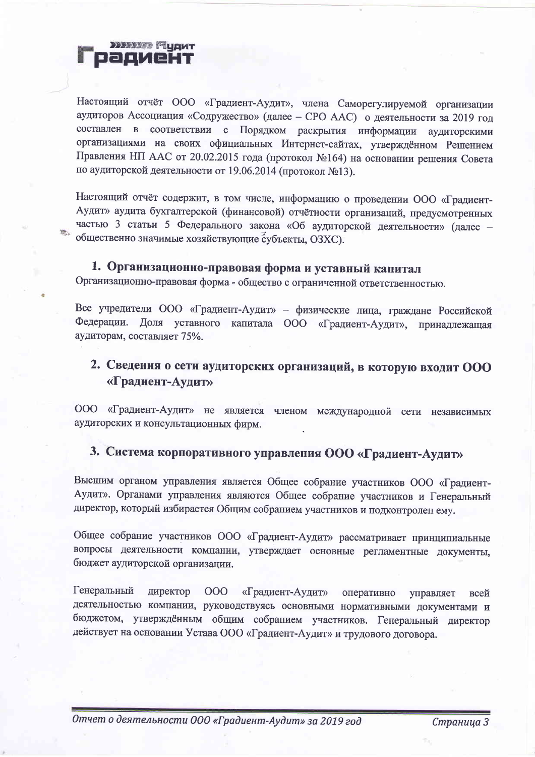Настоящий отчёт ООО «Градиент-Аудит», члена Саморегулируемой организации аудиторов Ассоциация «Содружество» (далее – СРО ААС) о деятельности за 2019 год составлен в соответствии с Порядком раскрытия информации аудиторскими организациями на своих официальных Интернет-сайтах, утверждённом Решением Правления НП ААС от 20.02.2015 года (протокол №164) на основании решения Совета по аудиторской деятельности от 19.06.2014 (протокол №13).

Настоящий отчёт содержит, в том числе, информацию о проведении ООО «Градиент-Аудит» аудита бухгалтерской (финансовой) отчётности организаций, предусмотренных частью 3 статьи 5 Федерального закона «Об аудиторской деятельности» (далее – общественно значимые хозяйствующие субъекты, ОЗХС).

## 1. Организационно-правовая форма и уставный капитал

Организационно-правовая форма - общество с ограниченной ответственностью.

Все учредители ООО «Градиент-Аудит» – физические лица, граждане Российской Федерации. Доля уставного капитала ООО «Градиент-Аудит», принадлежащая аудиторам, составляет 75%.

## 2. Сведения о сети аудиторских организаций, в которую входит ООО «Градиент-Аудит»

ООО «Градиент-Аудит» не является членом международной сети независимых аудиторских и консультационных фирм.

## 3. Система корпоративного управления ООО «Градиент-Аудит»

Высшим органом управления является Общее собрание участников ООО «Градиент-Аудит». Органами управления являются Общее собрание участников и Генеральный директор, который избирается Общим собранием участников и подконтролен ему.

Общее собрание участников ООО «Градиент-Аудит» рассматривает принципиальные вопросы деятельности компании, утверждает основные регламентные документы, бюджет аудиторской организации.

Генеральный директор ООО «Градиент-Аудит» оперативно управляет всей деятельностью компании, руководствуясь основными нормативными документами и бюджетом, утверждённым общим собранием участников. Генеральный директор действует на основании Устава ООО «Градиент-Аудит» и трудового договора.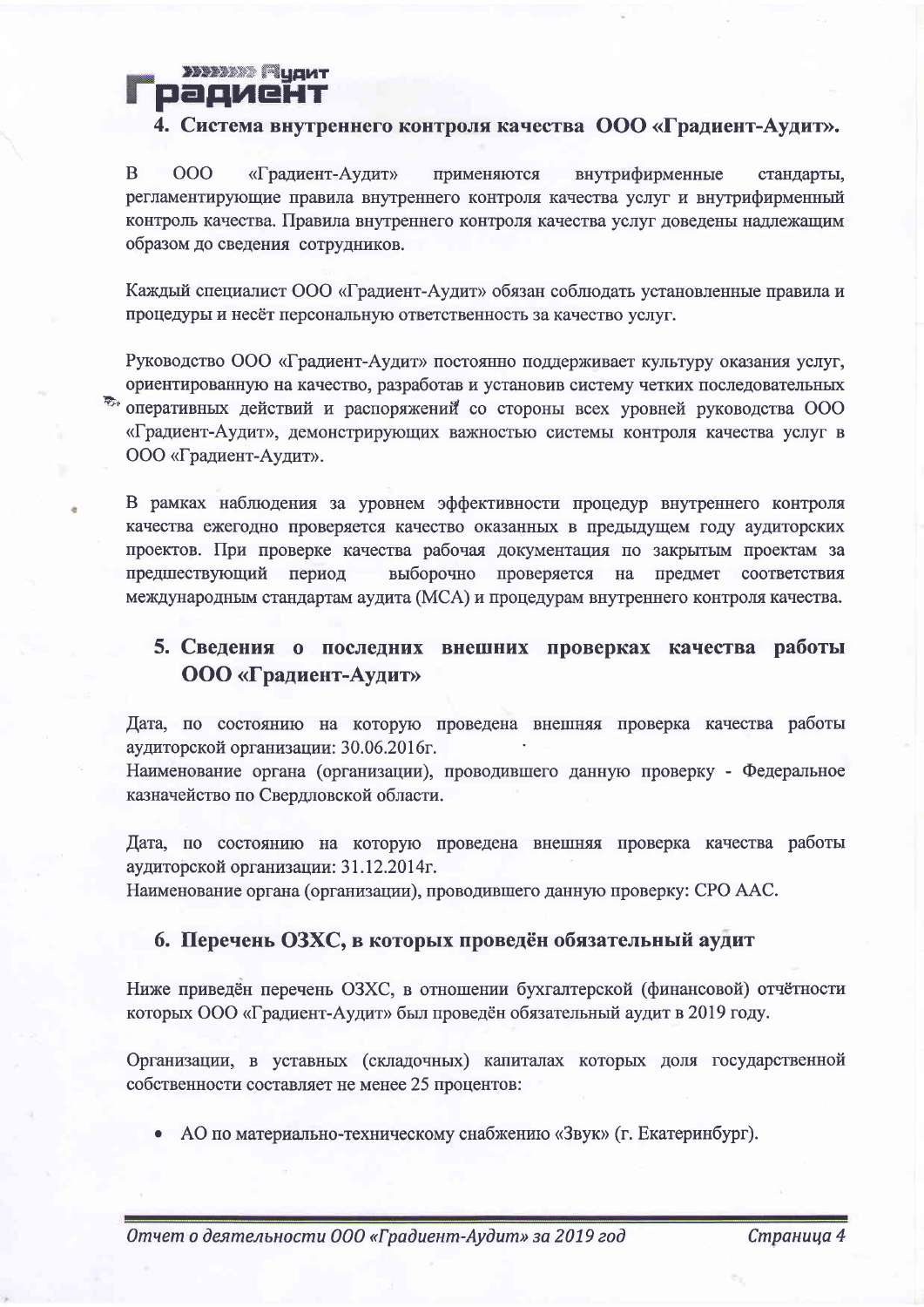## 4. Система внутреннего контроля качества ООО «Градиент-Аудит».

В ООО «Градиент-Аудит» применяются внутрифирменные стандарты, регламентирующие правила внутреннего контроля качества услуг и внутрифирменный контроль качества. Правила внутреннего контроля качества услуг доведены надлежащим образом до сведения сотрудников.

Каждый специалист ООО «Градиент-Аудит» обязан соблюдать установленные правила и процедуры и несёт персональную ответственность за качество услуг.

Руководство ООО «Градиент-Аудит» постоянно поддерживает культуру оказания услуг, ориентированную на качество, разработав и установив систему четких последовательных оперативных действий и распоряжений со стороны всех уровней руководства ООО «Градиент-Аудит», демонстрирующих важностью системы контроля качества услуг в ООО «Градиент-Аудит».

В рамках наблюдения за уровнем эффективности процедур внутреннего контроля качества ежегодно проверяется качество оказанных в предыдущем году аудиторских проектов. При проверке качества рабочая документация по закрытым проектам за предшествующий период выборочно проверяется на предмет соответствия международным стандартам аудита (МСА) и процедурам внутреннего контроля качества.

## 5. Сведения о последних внешних проверках качества работы ООО «Градиент-Аудит»

Дата, по состоянию на которую проведена внешняя проверка качества работы аудиторской организации: 30.06.2016г.
Наименование органа (организации), проводившего данную проверку - Федеральное казначейство по Свердловской области.

Дата, по состоянию на которую проведена внешняя проверка качества работы аудиторской организации: 31.12.2014г.
Наименование органа (организации), проводившего данную проверку: СРО ААС.

## 6. Перечень ОЗХС, в которых проведён обязательный аудит

Ниже приведён перечень ОЗХС, в отношении бухгалтерской (финансовой) отчётности которых ООО «Градиент-Аудит» был проведён обязательный аудит в 2019 году.

Организации, в уставных (складочных) капиталах которых доля государственной собственности составляет не менее 25 процентов:

- АО по материально-техническому снабжению «Звук» (г. Екатеринбург).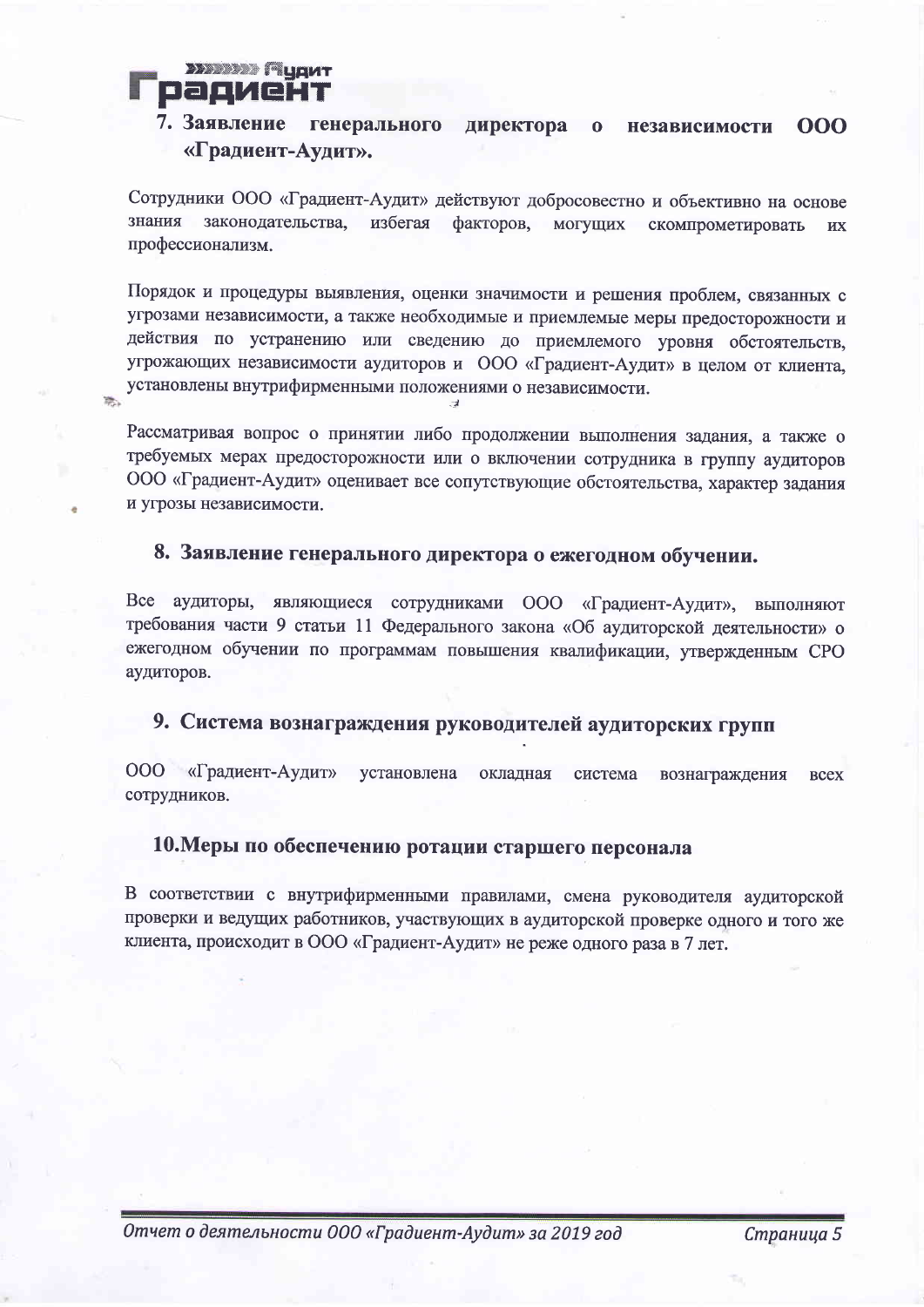## 7. Заявление генерального директора о независимости ООО «Градиент-Аудит».

Сотрудники ООО «Градиент-Аудит» действуют добросовестно и объективно на основе знания законодательства, избегая факторов, могущих скомпрометировать их профессионализм.

Порядок и процедуры выявления, оценки значимости и решения проблем, связанных с угрозами независимости, а также необходимые и приемлемые меры предосторожности и действия по устранению или сведению до приемлемого уровня обстоятельств, угрожающих независимости аудиторов и ООО «Градиент-Аудит» в целом от клиента, установлены внутрифирменными положениями о независимости.

Рассматривая вопрос о принятии либо продолжении выполнения задания, а также о требуемых мерах предосторожности или о включении сотрудника в группу аудиторов ООО «Градиент-Аудит» оценивает все сопутствующие обстоятельства, характер задания и угрозы независимости.

## 8. Заявление генерального директора о ежегодном обучении.

Все аудиторы, являющиеся сотрудниками ООО «Градиент-Аудит», выполняют требования части 9 статьи 11 Федерального закона «Об аудиторской деятельности» о ежегодном обучении по программам повышения квалификации, утвержденным СРО аудиторов.

## 9. Система вознаграждения руководителей аудиторских групп

ООО «Градиент-Аудит» установлена окладная система вознаграждения всех сотрудников.

## 10. Меры по обеспечению ротации старшего персонала

В соответствии с внутрифирменными правилами, смена руководителя аудиторской проверки и ведущих работников, участвующих в аудиторской проверке одного и того же клиента, происходит в ООО «Градиент-Аудит» не реже одного раза в 7 лет.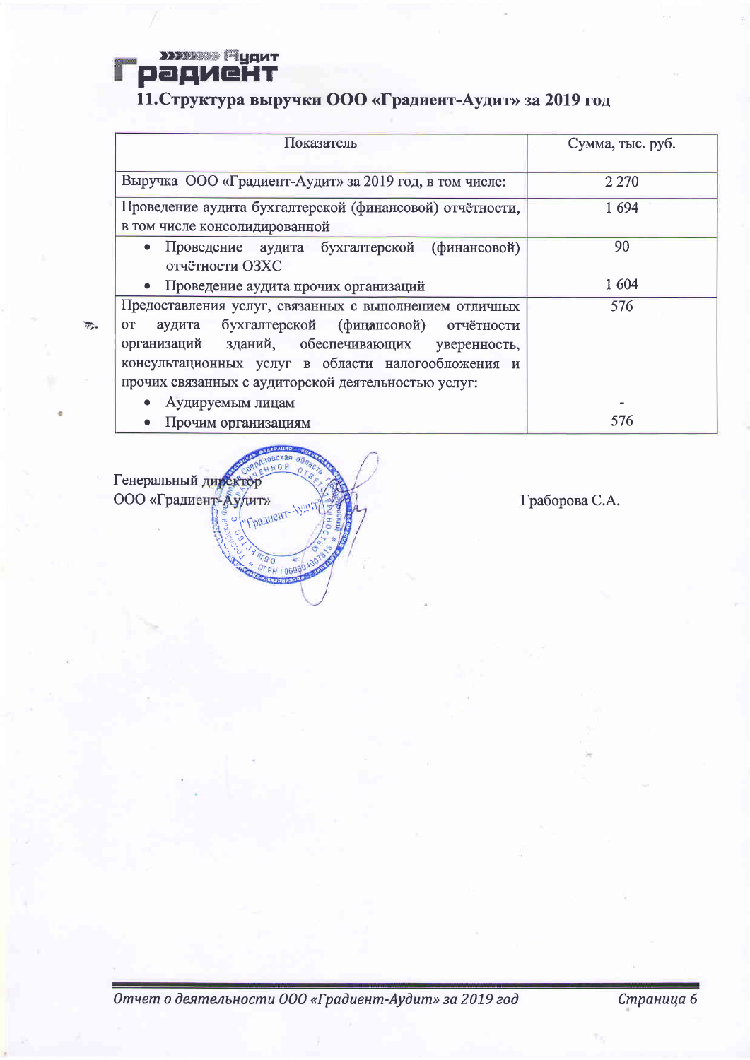## 11.Структура выручки ООО «Градиент-Аудит» за 2019 год

| Показатель | Сумма, тыс. руб. |
|---|---|
| Выручка ООО «Градиент-Аудит» за 2019 год, в том числе: | 2 270 |
| Проведение аудита бухгалтерской (финансовой) отчётности, в том числе консолидированной | 1 694 |
| • Проведение аудита бухгалтерской (финансовой) отчётности ОЗХС<br>• Проведение аудита прочих организаций | 90<br><br>1 604 |
| Предоставления услуг, связанных с выполнением отличных от аудита бухгалтерской (финансовой) отчётности организаций зданий, обеспечивающих уверенность, консультационных услуг в области налогообложения и прочих связанных с аудиторской деятельностью услуг:<br>• Аудируемым лицам<br>• Прочим организациям | 576<br><br><br><br><br>-<br>576 |

Генеральный директор
ООО «Градиент-Аудит»

Граборова С.А.